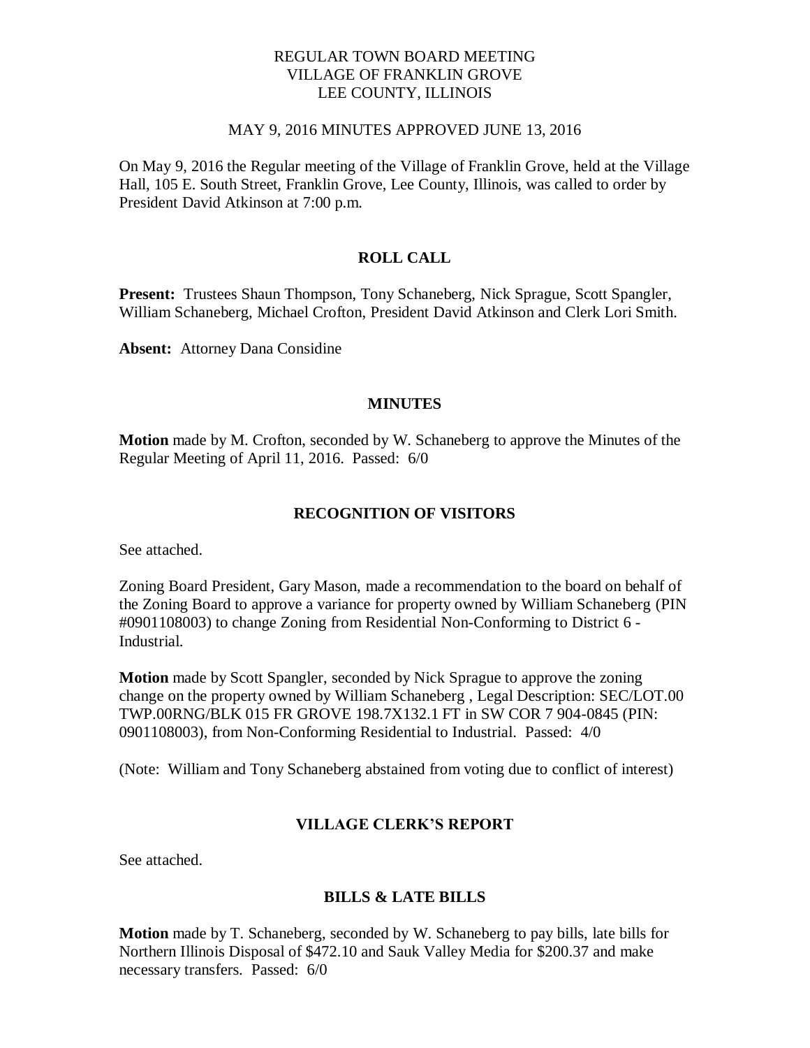# REGULAR TOWN BOARD MEETING
# VILLAGE OF FRANKLIN GROVE
# LEE COUNTY, ILLINOIS

MAY 9, 2016 MINUTES APPROVED JUNE 13, 2016

On May 9, 2016 the Regular meeting of the Village of Franklin Grove, held at the Village Hall, 105 E. South Street, Franklin Grove, Lee County, Illinois, was called to order by President David Atkinson at 7:00 p.m.

## ROLL CALL

**Present:** Trustees Shaun Thompson, Tony Schaneberg, Nick Sprague, Scott Spangler, William Schaneberg, Michael Crofton, President David Atkinson and Clerk Lori Smith.

**Absent:** Attorney Dana Considine

## MINUTES

**Motion** made by M. Crofton, seconded by W. Schaneberg to approve the Minutes of the Regular Meeting of April 11, 2016. Passed: 6/0

## RECOGNITION OF VISITORS

See attached.

Zoning Board President, Gary Mason, made a recommendation to the board on behalf of the Zoning Board to approve a variance for property owned by William Schaneberg (PIN #0901108003) to change Zoning from Residential Non-Conforming to District 6 - Industrial.

**Motion** made by Scott Spangler, seconded by Nick Sprague to approve the zoning change on the property owned by William Schaneberg , Legal Description: SEC/LOT.00 TWP.00RNG/BLK 015 FR GROVE 198.7X132.1 FT in SW COR 7 904-0845 (PIN: 0901108003), from Non-Conforming Residential to Industrial. Passed: 4/0

(Note: William and Tony Schaneberg abstained from voting due to conflict of interest)

## VILLAGE CLERK'S REPORT

See attached.

## BILLS & LATE BILLS

**Motion** made by T. Schaneberg, seconded by W. Schaneberg to pay bills, late bills for Northern Illinois Disposal of $472.10 and Sauk Valley Media for $200.37 and make necessary transfers. Passed: 6/0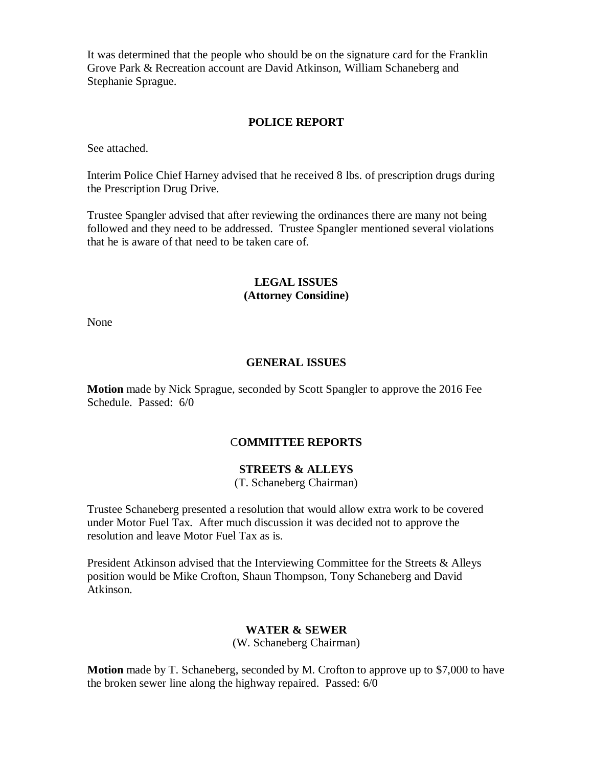It was determined that the people who should be on the signature card for the Franklin Grove Park & Recreation account are David Atkinson, William Schaneberg and Stephanie Sprague.

## POLICE REPORT

See attached.

Interim Police Chief Harney advised that he received 8 lbs. of prescription drugs during the Prescription Drug Drive.

Trustee Spangler advised that after reviewing the ordinances there are many not being followed and they need to be addressed. Trustee Spangler mentioned several violations that he is aware of that need to be taken care of.

## LEGAL ISSUES
**(Attorney Considine)**

None

## GENERAL ISSUES

**Motion** made by Nick Sprague, seconded by Scott Spangler to approve the 2016 Fee Schedule. Passed: 6/0

## COMMITTEE REPORTS

### STREETS & ALLEYS
(T. Schaneberg Chairman)

Trustee Schaneberg presented a resolution that would allow extra work to be covered under Motor Fuel Tax. After much discussion it was decided not to approve the resolution and leave Motor Fuel Tax as is.

President Atkinson advised that the Interviewing Committee for the Streets & Alleys position would be Mike Crofton, Shaun Thompson, Tony Schaneberg and David Atkinson.

### WATER & SEWER
(W. Schaneberg Chairman)

**Motion** made by T. Schaneberg, seconded by M. Crofton to approve up to $7,000 to have the broken sewer line along the highway repaired. Passed: 6/0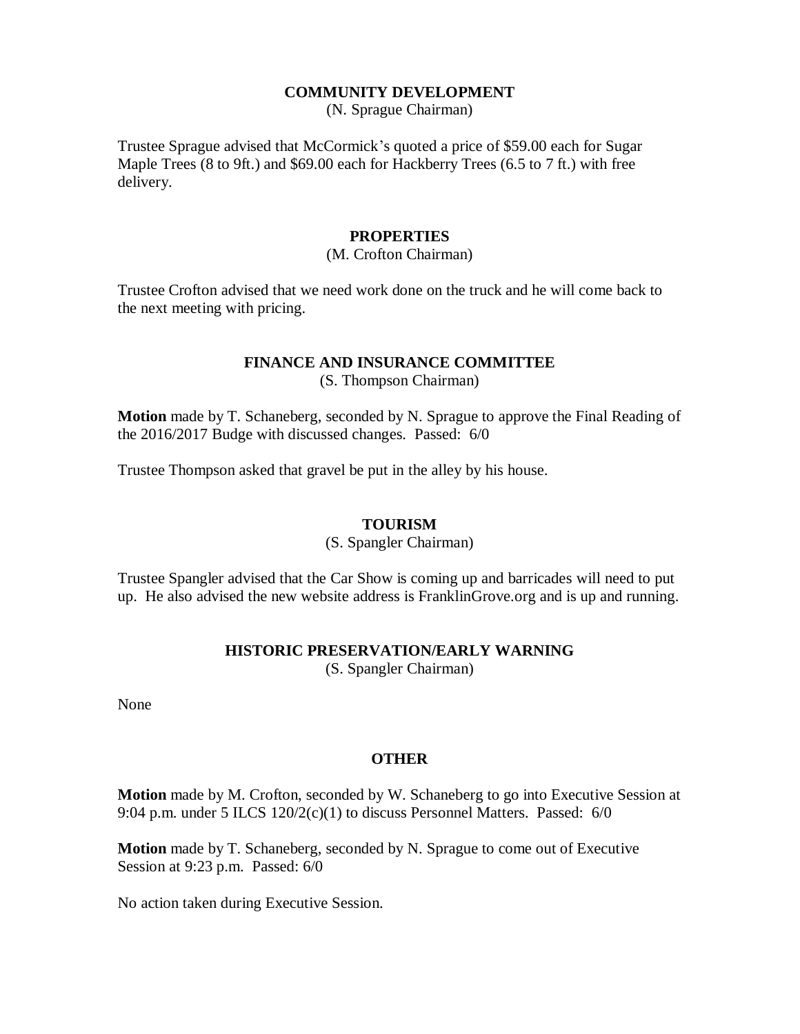## COMMUNITY DEVELOPMENT

(N. Sprague Chairman)

Trustee Sprague advised that McCormick's quoted a price of $59.00 each for Sugar Maple Trees (8 to 9ft.) and $69.00 each for Hackberry Trees (6.5 to 7 ft.) with free delivery.

## PROPERTIES

(M. Crofton Chairman)

Trustee Crofton advised that we need work done on the truck and he will come back to the next meeting with pricing.

## FINANCE AND INSURANCE COMMITTEE

(S. Thompson Chairman)

**Motion** made by T. Schaneberg, seconded by N. Sprague to approve the Final Reading of the 2016/2017 Budge with discussed changes. Passed: 6/0

Trustee Thompson asked that gravel be put in the alley by his house.

## TOURISM

(S. Spangler Chairman)

Trustee Spangler advised that the Car Show is coming up and barricades will need to put up. He also advised the new website address is FranklinGrove.org and is up and running.

## HISTORIC PRESERVATION/EARLY WARNING

(S. Spangler Chairman)

None

## OTHER

**Motion** made by M. Crofton, seconded by W. Schaneberg to go into Executive Session at 9:04 p.m. under 5 ILCS 120/2(c)(1) to discuss Personnel Matters. Passed: 6/0

**Motion** made by T. Schaneberg, seconded by N. Sprague to come out of Executive Session at 9:23 p.m. Passed: 6/0

No action taken during Executive Session.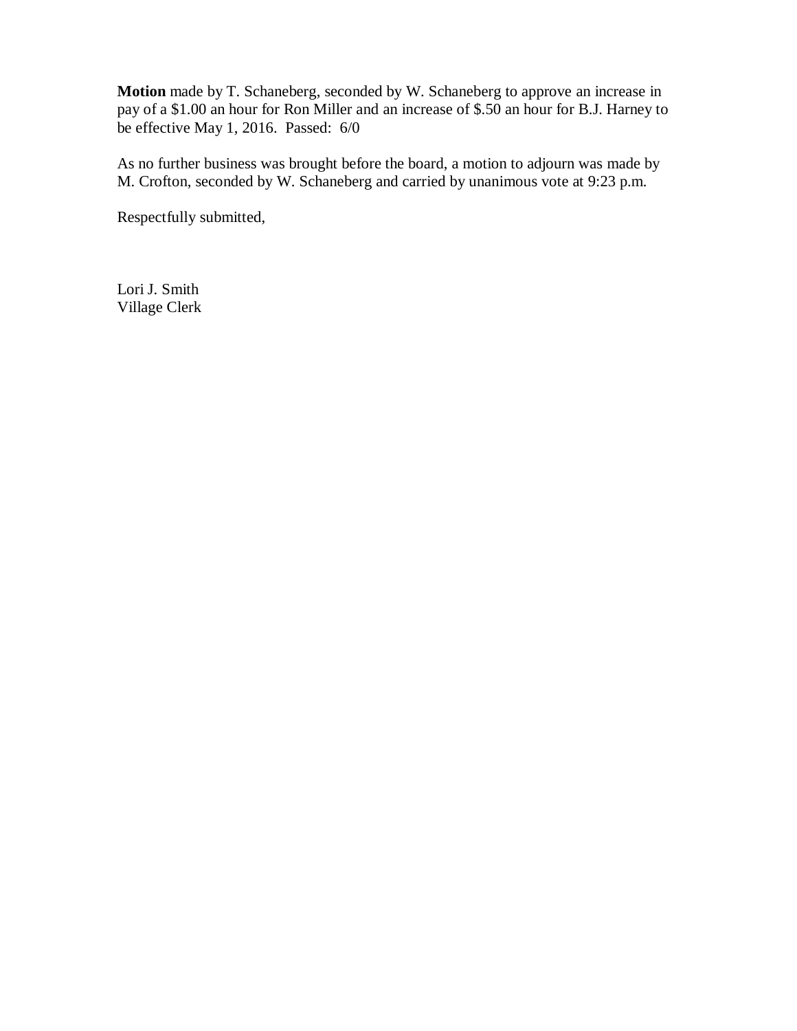**Motion** made by T. Schaneberg, seconded by W. Schaneberg to approve an increase in pay of a $1.00 an hour for Ron Miller and an increase of $.50 an hour for B.J. Harney to be effective May 1, 2016. Passed: 6/0

As no further business was brought before the board, a motion to adjourn was made by M. Crofton, seconded by W. Schaneberg and carried by unanimous vote at 9:23 p.m.

Respectfully submitted,

Lori J. Smith
Village Clerk